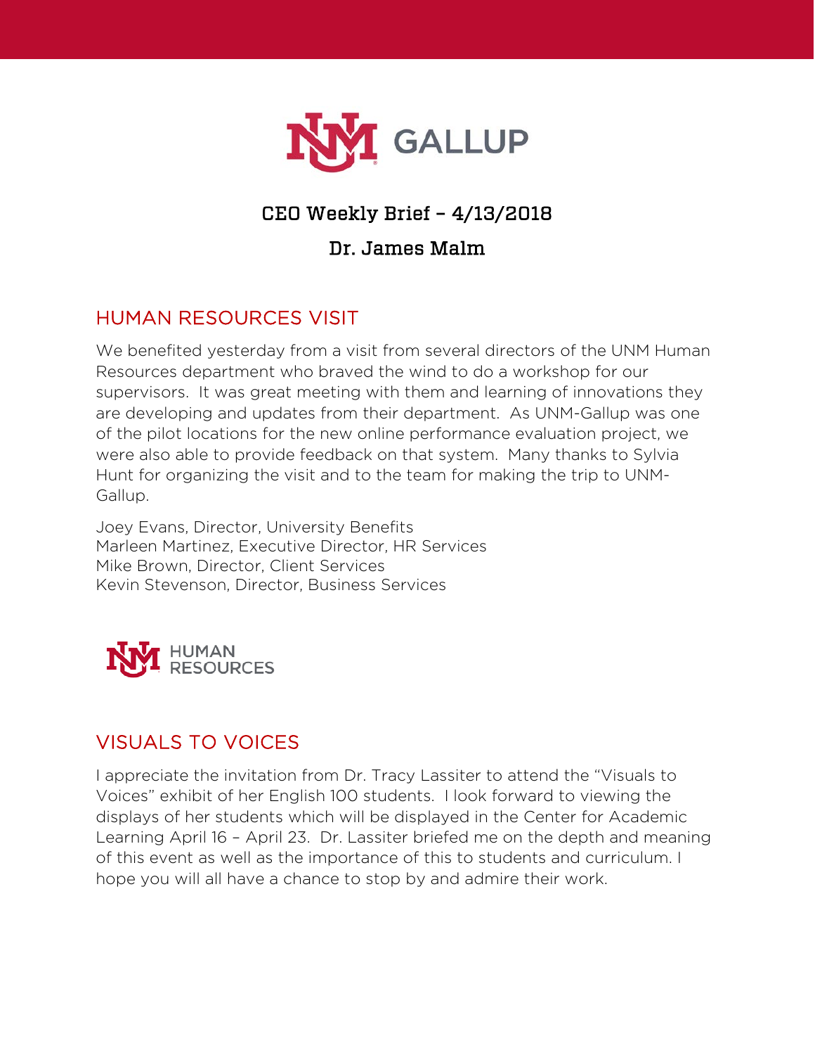# CEO Weekly Brief – 4/13/2018

## Dr. James Malm

## HUMAN RESOURCES VISIT

We benefited yesterday from a visit from several directors of the UNM Human Resources department who braved the wind to do a workshop for our supervisors. It was great meeting with them and learning of innovations they are developing and updates from their department. As UNM-Gallup was one of the pilot locations for the new online performance evaluation project, we were also able to provide feedback on that system. Many thanks to Sylvia Hunt for organizing the visit and to the team for making the trip to UNM-Gallup.

Joey Evans, Director, University Benefits
Marleen Martinez, Executive Director, HR Services
Mike Brown, Director, Client Services
Kevin Stevenson, Director, Business Services

## VISUALS TO VOICES

I appreciate the invitation from Dr. Tracy Lassiter to attend the "Visuals to Voices" exhibit of her English 100 students. I look forward to viewing the displays of her students which will be displayed in the Center for Academic Learning April 16 – April 23. Dr. Lassiter briefed me on the depth and meaning of this event as well as the importance of this to students and curriculum. I hope you will all have a chance to stop by and admire their work.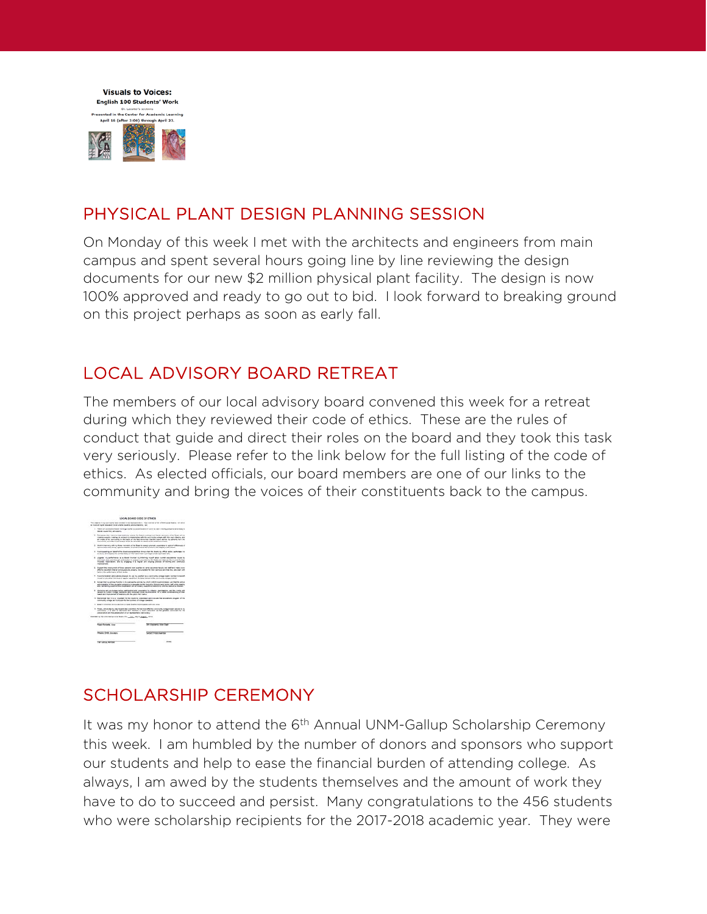## PHYSICAL PLANT DESIGN PLANNING SESSION

On Monday of this week I met with the architects and engineers from main campus and spent several hours going line by line reviewing the design documents for our new $2 million physical plant facility. The design is now 100% approved and ready to go out to bid. I look forward to breaking ground on this project perhaps as soon as early fall.

## LOCAL ADVISORY BOARD RETREAT

The members of our local advisory board convened this week for a retreat during which they reviewed their code of ethics. These are the rules of conduct that guide and direct their roles on the board and they took this task very seriously. Please refer to the link below for the full listing of the code of ethics. As elected officials, our board members are one of our links to the community and bring the voices of their constituents back to the campus.

## SCHOLARSHIP CEREMONY

It was my honor to attend the 6th Annual UNM-Gallup Scholarship Ceremony this week. I am humbled by the number of donors and sponsors who support our students and help to ease the financial burden of attending college. As always, I am awed by the students themselves and the amount of work they have to do to succeed and persist. Many congratulations to the 456 students who were scholarship recipients for the 2017-2018 academic year. They were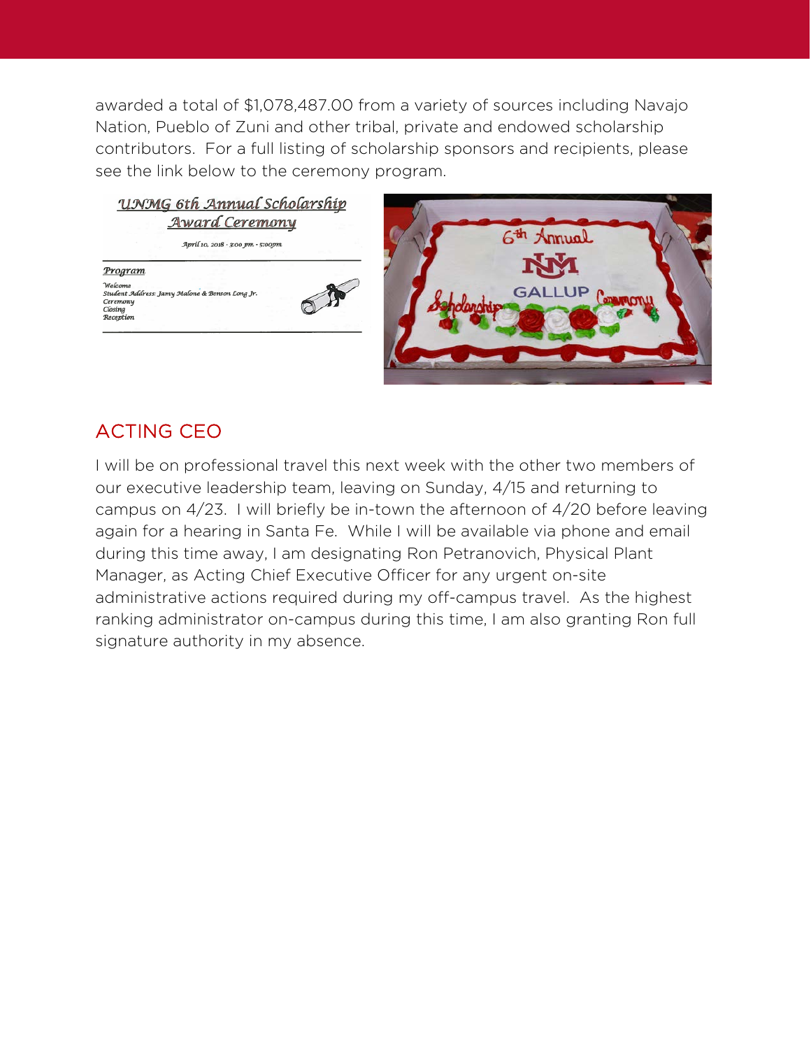awarded a total of $1,078,487.00 from a variety of sources including Navajo Nation, Pueblo of Zuni and other tribal, private and endowed scholarship contributors. For a full listing of scholarship sponsors and recipients, please see the link below to the ceremony program.

UNMG 6th Annual Scholarship Award Ceremony

April 10, 2018 · 3:00 pm - 5:00pm

Program

Welcome
Student Address: Jamy Malone & Benson Long Jr.
Ceremony
Closing
Reception

## ACTING CEO

I will be on professional travel this next week with the other two members of our executive leadership team, leaving on Sunday, 4/15 and returning to campus on 4/23. I will briefly be in-town the afternoon of 4/20 before leaving again for a hearing in Santa Fe. While I will be available via phone and email during this time away, I am designating Ron Petranovich, Physical Plant Manager, as Acting Chief Executive Officer for any urgent on-site administrative actions required during my off-campus travel. As the highest ranking administrator on-campus during this time, I am also granting Ron full signature authority in my absence.